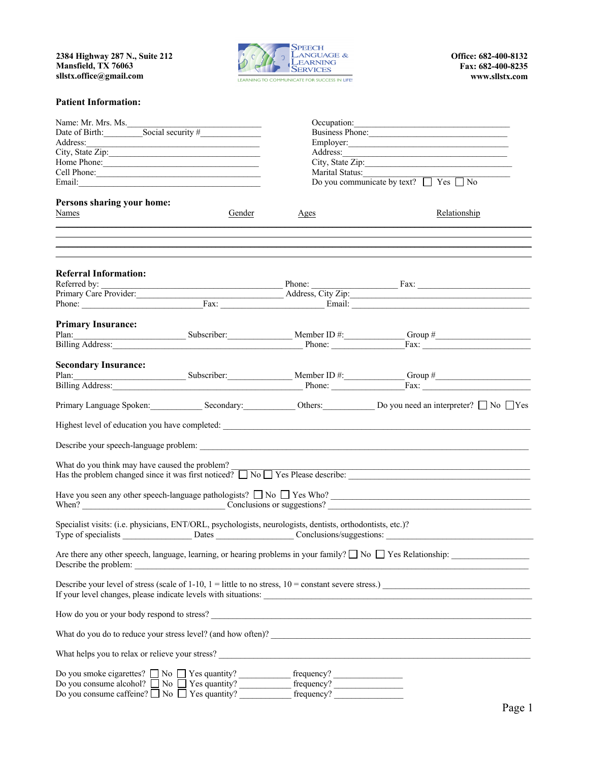2384 Highway 287 N., Suite 212
Mansfield, TX 76063
sllstx.office@gmail.com

**SPEECH LANGUAGE & LEARNING SERVICES**
LEARNING TO COMMUNICATE FOR SUCCESS IN LIFE!

Office: 682-400-8132
Fax: 682-400-8235
www.sllstx.com

## Patient Information:

Name: Mr. Mrs. Ms.______________________________
Date of Birth:__________ Social security #______________
Address:______________________________________
City, State Zip:_________________________________
Home Phone:___________________________________
Cell Phone:____________________________________
Email:________________________________________

Occupation:____________________________________
Business Phone:_________________________________
Employer:______________________________________
Address:_______________________________________
City, State Zip:__________________________________
Marital Status:__________________________________
Do you communicate by text? ☐ Yes ☐ No

## Persons sharing your home:

| Names | Gender | Ages | Relationship |
|---|---|---|---|
| | | | |
| | | | |
| | | | |
| | | | |

## Referral Information:

Referred by: ______________________________ Phone: ________________ Fax: ________________
Primary Care Provider:________________________ Address, City Zip:______________________________
Phone: ______________________ Fax: ______________________ Email: ______________________________

## Primary Insurance:

Plan:____________________ Subscriber:______________ Member ID #:______________ Group #____________________
Billing Address:______________________________________ Phone: ________________ Fax: ____________________

## Secondary Insurance:

Plan:____________________ Subscriber:______________ Member ID #:______________ Group #____________________
Billing Address:______________________________________ Phone: ________________ Fax: ____________________

Primary Language Spoken:____________ Secondary:____________ Others:____________ Do you need an interpreter? ☐ No ☐ Yes

Highest level of education you have completed: __________________________________________________________

Describe your speech-language problem: _________________________________________________________________

What do you think may have caused the problem? ____________________________________________________________
Has the problem changed since it was first noticed? ☐ No ☐ Yes Please describe: _____________________________________

Have you seen any other speech-language pathologists? ☐ No ☐ Yes Who? _____________________________________
When? ______________________________ Conclusions or suggestions? _______________________________________

Specialist visits: (i.e. physicians, ENT/ORL, psychologists, neurologists, dentists, orthodontists, etc.)?
Type of specialists ________________ Dates _________________ Conclusions/suggestions: ___________________________

Are there any other speech, language, learning, or hearing problems in your family? ☐ No ☐ Yes Relationship: _______________
Describe the problem: ______________________________________________________________________________

Describe your level of stress (scale of 1-10, 1 = little to no stress, 10 = constant severe stress.) ___________________________
If your level changes, please indicate levels with situations: ___________________________________________________

How do you or your body respond to stress? _______________________________________________________________

What do you do to reduce your stress level? (and how often)? __________________________________________________

What helps you to relax or relieve your stress? ______________________________________________________________

Do you smoke cigarettes? ☐ No ☐ Yes quantity? ____________ frequency? ________________
Do you consume alcohol? ☐ No ☐ Yes quantity? ____________ frequency? ________________
Do you consume caffeine? ☐ No ☐ Yes quantity? ____________ frequency? ________________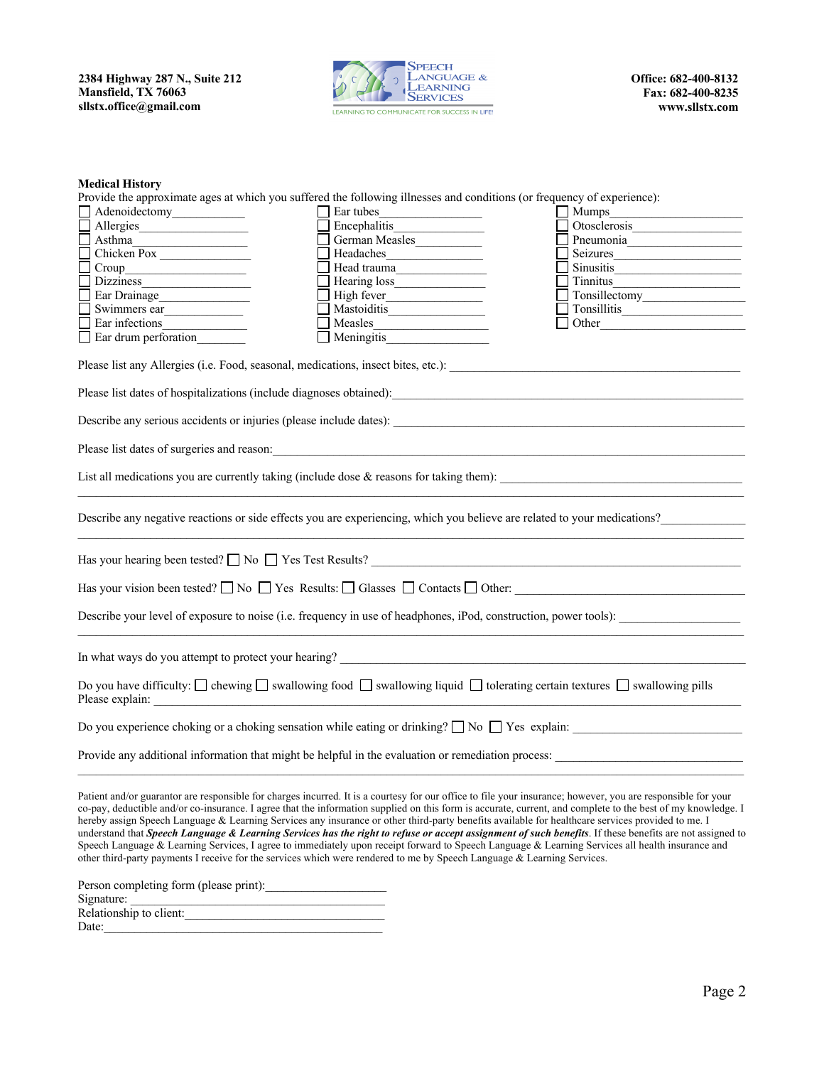2384 Highway 287 N., Suite 212
Mansfield, TX 76063
sllstx.office@gmail.com

SPEECH LANGUAGE & LEARNING SERVICES
LEARNING TO COMMUNICATE FOR SUCCESS IN LIFE!

Office: 682-400-8132
Fax: 682-400-8235
www.sllstx.com

**Medical History**

Provide the approximate ages at which you suffered the following illnesses and conditions (or frequency of experience):

| | | |
|---|---|---|
| ☐ Adenoidectomy___________ | ☐ Ear tubes________________ | ☐ Mumps____________________ |
| ☐ Allergies________________ | ☐ Encephalitis______________ | ☐ Otosclerosis________________ |
| ☐ Asthma_________________ | ☐ German Measles___________ | ☐ Pneumonia_________________ |
| ☐ Chicken Pox _____________ | ☐ Headaches________________ | ☐ Seizures___________________ |
| ☐ Croup__________________ | ☐ Head trauma______________ | ☐ Sinusitis___________________ |
| ☐ Dizziness________________ | ☐ Hearing loss______________ | ☐ Tinnitus___________________ |
| ☐ Ear Drainage_____________ | ☐ High fever________________ | ☐ Tonsillectomy_______________ |
| ☐ Swimmers ear____________ | ☐ Mastoiditis_______________ | ☐ Tonsillitis_________________ |
| ☐ Ear infections____________ | ☐ Measles__________________ | ☐ Other______________________ |
| ☐ Ear drum perforation________ | ☐ Meningitis________________ | |

Please list any Allergies (i.e. Food, seasonal, medications, insect bites, etc.): ______________________________________________

Please list dates of hospitalizations (include diagnoses obtained):______________________________________________

Describe any serious accidents or injuries (please include dates): ______________________________________________

Please list dates of surgeries and reason:______________________________________________

List all medications you are currently taking (include dose & reasons for taking them): ______________________________________________

______________________________________________

Describe any negative reactions or side effects you are experiencing, which you believe are related to your medications?______________

______________________________________________

Has your hearing been tested? ☐ No ☐ Yes Test Results? ______________________________________________

Has your vision been tested? ☐ No ☐ Yes Results: ☐ Glasses ☐ Contacts ☐ Other: ______________________________________________

Describe your level of exposure to noise (i.e. frequency in use of headphones, iPod, construction, power tools): ____________________

______________________________________________

In what ways do you attempt to protect your hearing? ______________________________________________

Do you have difficulty: ☐ chewing ☐ swallowing food ☐ swallowing liquid ☐ tolerating certain textures ☐ swallowing pills
Please explain: ______________________________________________

Do you experience choking or a choking sensation while eating or drinking? ☐ No ☐ Yes explain: ___________________________

Provide any additional information that might be helpful in the evaluation or remediation process: ______________________________

______________________________________________

Patient and/or guarantor are responsible for charges incurred. It is a courtesy for our office to file your insurance; however, you are responsible for your co-pay, deductible and/or co-insurance. I agree that the information supplied on this form is accurate, current, and complete to the best of my knowledge. I hereby assign Speech Language & Learning Services any insurance or other third-party benefits available for healthcare services provided to me. I understand that ***Speech Language & Learning Services has the right to refuse or accept assignment of such benefits***. If these benefits are not assigned to Speech Language & Learning Services, I agree to immediately upon receipt forward to Speech Language & Learning Services all health insurance and other third-party payments I receive for the services which were rendered to me by Speech Language & Learning Services.

Person completing form (please print):____________________
Signature: ______________________________________
Relationship to client:________________________________
Date:_____________________________________________